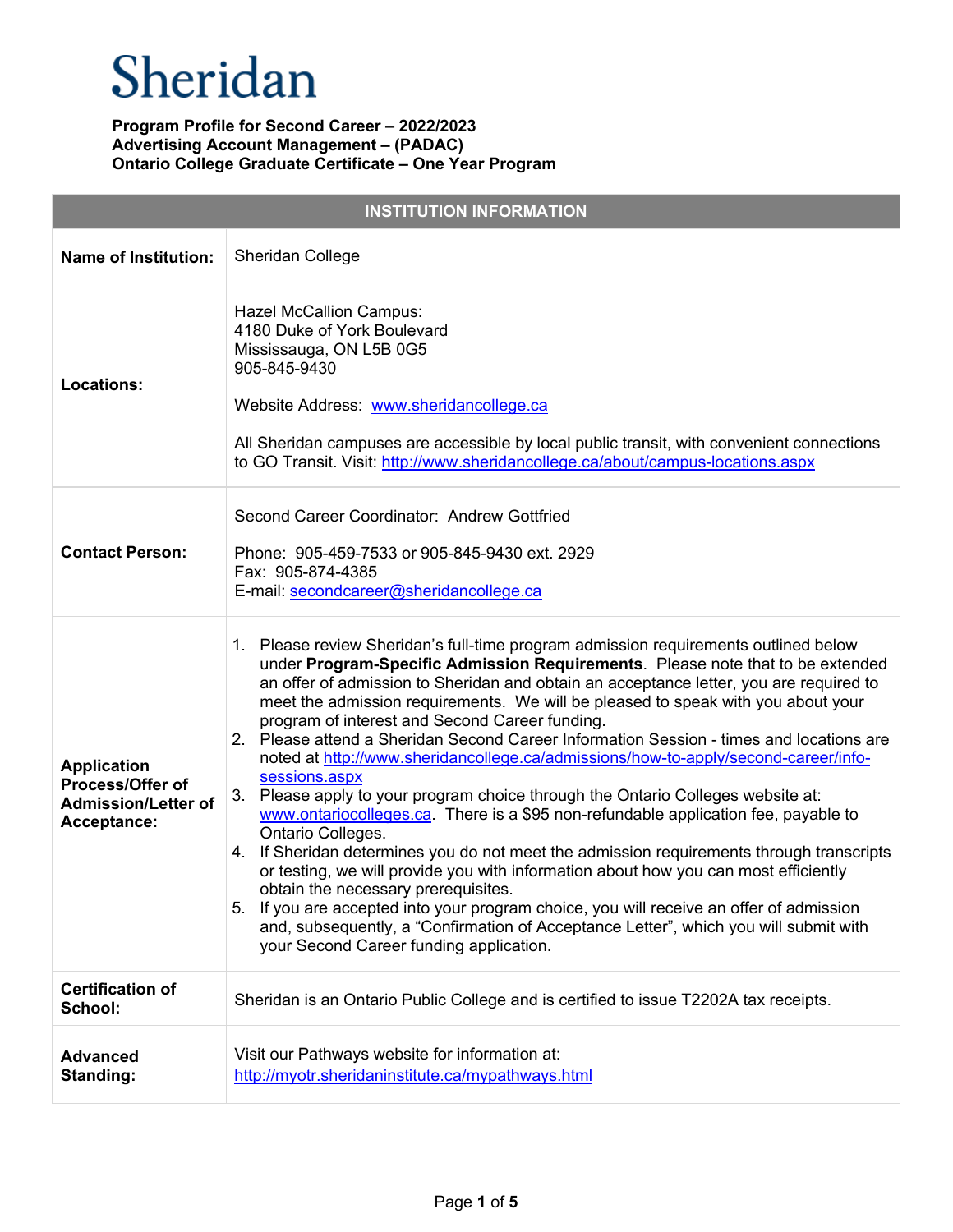# Sheridan

**Program Profile for Second Career – 2022/2023**
**Advertising Account Management – (PADAC)**
**Ontario College Graduate Certificate – One Year Program**

| INSTITUTION INFORMATION | |
|---|---|
| **Name of Institution:** | Sheridan College |
| **Locations:** | Hazel McCallion Campus:<br>4180 Duke of York Boulevard<br>Mississauga, ON L5B 0G5<br>905-845-9430<br><br>Website Address: [www.sheridancollege.ca](http://www.sheridancollege.ca)<br><br>All Sheridan campuses are accessible by local public transit, with convenient connections to GO Transit. Visit: [http://www.sheridancollege.ca/about/campus-locations.aspx](http://www.sheridancollege.ca/about/campus-locations.aspx) |
| **Contact Person:** | Second Career Coordinator: Andrew Gottfried<br><br>Phone: 905-459-7533 or 905-845-9430 ext. 2929<br>Fax: 905-874-4385<br>E-mail: [secondcareer@sheridancollege.ca](mailto:secondcareer@sheridancollege.ca) |
| **Application Process/Offer of Admission/Letter of Acceptance:** | 1. Please review Sheridan's full-time program admission requirements outlined below under **Program-Specific Admission Requirements**. Please note that to be extended an offer of admission to Sheridan and obtain an acceptance letter, you are required to meet the admission requirements. We will be pleased to speak with you about your program of interest and Second Career funding.<br>2. Please attend a Sheridan Second Career Information Session - times and locations are noted at [http://www.sheridancollege.ca/admissions/how-to-apply/second-career/info-sessions.aspx](http://www.sheridancollege.ca/admissions/how-to-apply/second-career/info-sessions.aspx)<br>3. Please apply to your program choice through the Ontario Colleges website at: [www.ontariocolleges.ca](http://www.ontariocolleges.ca). There is a $95 non-refundable application fee, payable to Ontario Colleges.<br>4. If Sheridan determines you do not meet the admission requirements through transcripts or testing, we will provide you with information about how you can most efficiently obtain the necessary prerequisites.<br>5. If you are accepted into your program choice, you will receive an offer of admission and, subsequently, a "Confirmation of Acceptance Letter", which you will submit with your Second Career funding application. |
| **Certification of School:** | Sheridan is an Ontario Public College and is certified to issue T2202A tax receipts. |
| **Advanced Standing:** | Visit our Pathways website for information at: [http://myotr.sheridaninstitute.ca/mypathways.html](http://myotr.sheridaninstitute.ca/mypathways.html) |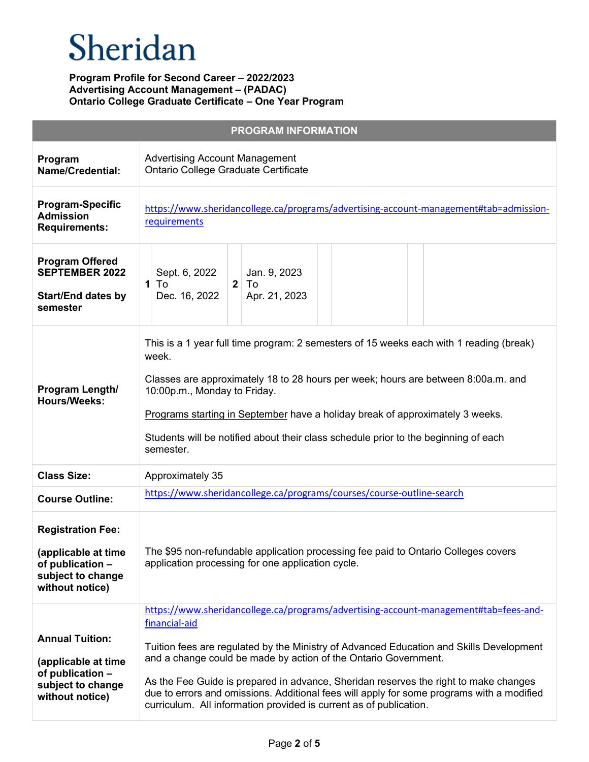# Sheridan

**Program Profile for Second Career – 2022/2023**
**Advertising Account Management – (PADAC)**
**Ontario College Graduate Certificate – One Year Program**

| PROGRAM INFORMATION | |
|---|---|
| **Program Name/Credential:** | Advertising Account Management<br>Ontario College Graduate Certificate |
| **Program-Specific Admission Requirements:** | https://www.sheridancollege.ca/programs/advertising-account-management#tab=admission-requirements |
| **Program Offered SEPTEMBER 2022**<br><br>**Start/End dates by semester** | **1** Sept. 6, 2022 To Dec. 16, 2022<br>**2** Jan. 9, 2023 To Apr. 21, 2023 |
| **Program Length/ Hours/Weeks:** | This is a 1 year full time program: 2 semesters of 15 weeks each with 1 reading (break) week.<br><br>Classes are approximately 18 to 28 hours per week; hours are between 8:00a.m. and 10:00p.m., Monday to Friday.<br><br>Programs starting in September have a holiday break of approximately 3 weeks.<br><br>Students will be notified about their class schedule prior to the beginning of each semester. |
| **Class Size:** | Approximately 35 |
| **Course Outline:** | https://www.sheridancollege.ca/programs/courses/course-outline-search |
| **Registration Fee:**<br><br>**(applicable at time of publication – subject to change without notice)** | The $95 non-refundable application processing fee paid to Ontario Colleges covers application processing for one application cycle. |
| **Annual Tuition:**<br><br>**(applicable at time of publication – subject to change without notice)** | https://www.sheridancollege.ca/programs/advertising-account-management#tab=fees-and-financial-aid<br><br>Tuition fees are regulated by the Ministry of Advanced Education and Skills Development and a change could be made by action of the Ontario Government.<br><br>As the Fee Guide is prepared in advance, Sheridan reserves the right to make changes due to errors and omissions. Additional fees will apply for some programs with a modified curriculum. All information provided is current as of publication. |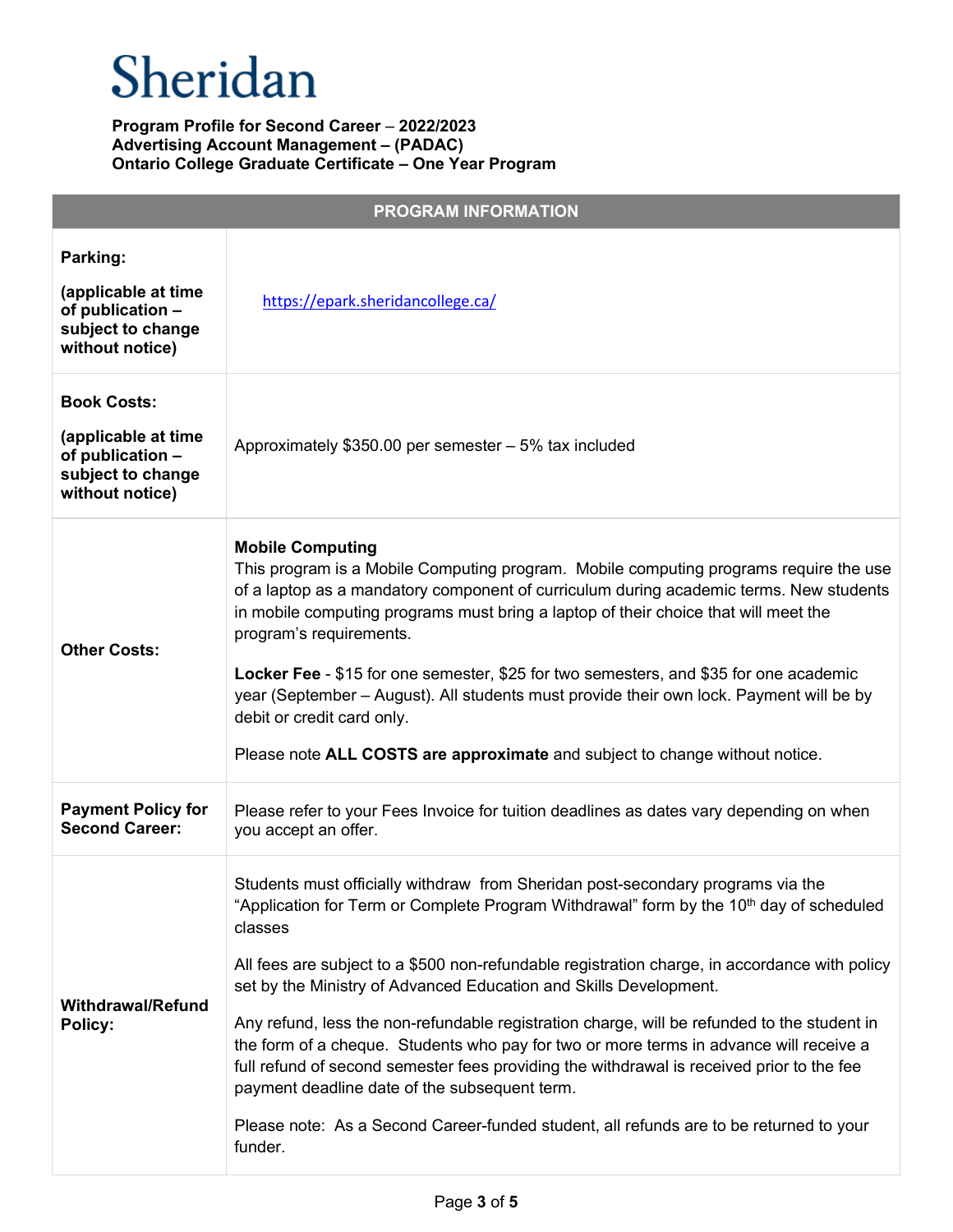# Sheridan

**Program Profile for Second Career – 2022/2023**
**Advertising Account Management – (PADAC)**
**Ontario College Graduate Certificate – One Year Program**

| PROGRAM INFORMATION | |
|---|---|
| **Parking:** **(applicable at time of publication – subject to change without notice)** | https://epark.sheridancollege.ca/ |
| **Book Costs:** **(applicable at time of publication – subject to change without notice)** | Approximately $350.00 per semester – 5% tax included |
| **Other Costs:** | **Mobile Computing** This program is a Mobile Computing program. Mobile computing programs require the use of a laptop as a mandatory component of curriculum during academic terms. New students in mobile computing programs must bring a laptop of their choice that will meet the program's requirements. **Locker Fee** - $15 for one semester, $25 for two semesters, and $35 for one academic year (September – August). All students must provide their own lock. Payment will be by debit or credit card only. Please note **ALL COSTS are approximate** and subject to change without notice. |
| **Payment Policy for Second Career:** | Please refer to your Fees Invoice for tuition deadlines as dates vary depending on when you accept an offer. |
| **Withdrawal/Refund Policy:** | Students must officially withdraw from Sheridan post-secondary programs via the "Application for Term or Complete Program Withdrawal" form by the 10th day of scheduled classes All fees are subject to a $500 non-refundable registration charge, in accordance with policy set by the Ministry of Advanced Education and Skills Development. Any refund, less the non-refundable registration charge, will be refunded to the student in the form of a cheque. Students who pay for two or more terms in advance will receive a full refund of second semester fees providing the withdrawal is received prior to the fee payment deadline date of the subsequent term. Please note: As a Second Career-funded student, all refunds are to be returned to your funder. |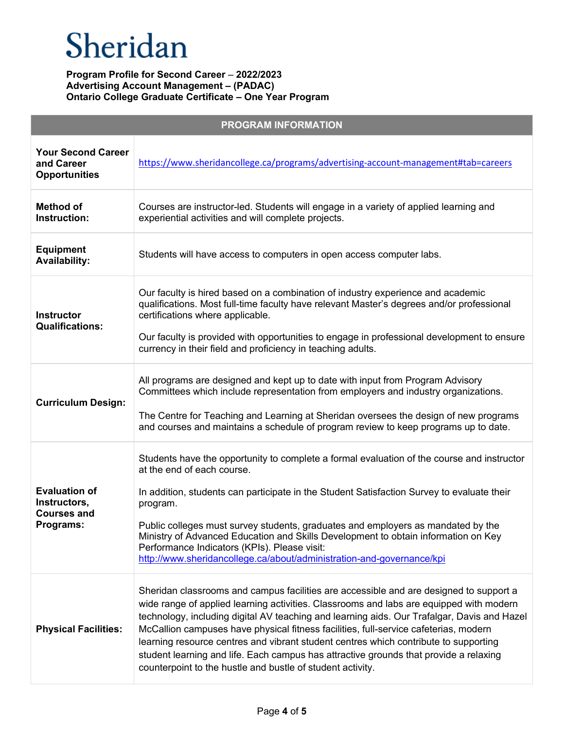# Sheridan

**Program Profile for Second Career – 2022/2023**
**Advertising Account Management – (PADAC)**
**Ontario College Graduate Certificate – One Year Program**

| PROGRAM INFORMATION | |
|---|---|
| **Your Second Career and Career Opportunities** | https://www.sheridancollege.ca/programs/advertising-account-management#tab=careers |
| **Method of Instruction:** | Courses are instructor-led. Students will engage in a variety of applied learning and experiential activities and will complete projects. |
| **Equipment Availability:** | Students will have access to computers in open access computer labs. |
| **Instructor Qualifications:** | Our faculty is hired based on a combination of industry experience and academic qualifications. Most full-time faculty have relevant Master's degrees and/or professional certifications where applicable.<br><br>Our faculty is provided with opportunities to engage in professional development to ensure currency in their field and proficiency in teaching adults. |
| **Curriculum Design:** | All programs are designed and kept up to date with input from Program Advisory Committees which include representation from employers and industry organizations.<br><br>The Centre for Teaching and Learning at Sheridan oversees the design of new programs and courses and maintains a schedule of program review to keep programs up to date. |
| **Evaluation of Instructors, Courses and Programs:** | Students have the opportunity to complete a formal evaluation of the course and instructor at the end of each course.<br><br>In addition, students can participate in the Student Satisfaction Survey to evaluate their program.<br><br>Public colleges must survey students, graduates and employers as mandated by the Ministry of Advanced Education and Skills Development to obtain information on Key Performance Indicators (KPIs). Please visit: http://www.sheridancollege.ca/about/administration-and-governance/kpi |
| **Physical Facilities:** | Sheridan classrooms and campus facilities are accessible and are designed to support a wide range of applied learning activities. Classrooms and labs are equipped with modern technology, including digital AV teaching and learning aids. Our Trafalgar, Davis and Hazel McCallion campuses have physical fitness facilities, full-service cafeterias, modern learning resource centres and vibrant student centres which contribute to supporting student learning and life. Each campus has attractive grounds that provide a relaxing counterpoint to the hustle and bustle of student activity. |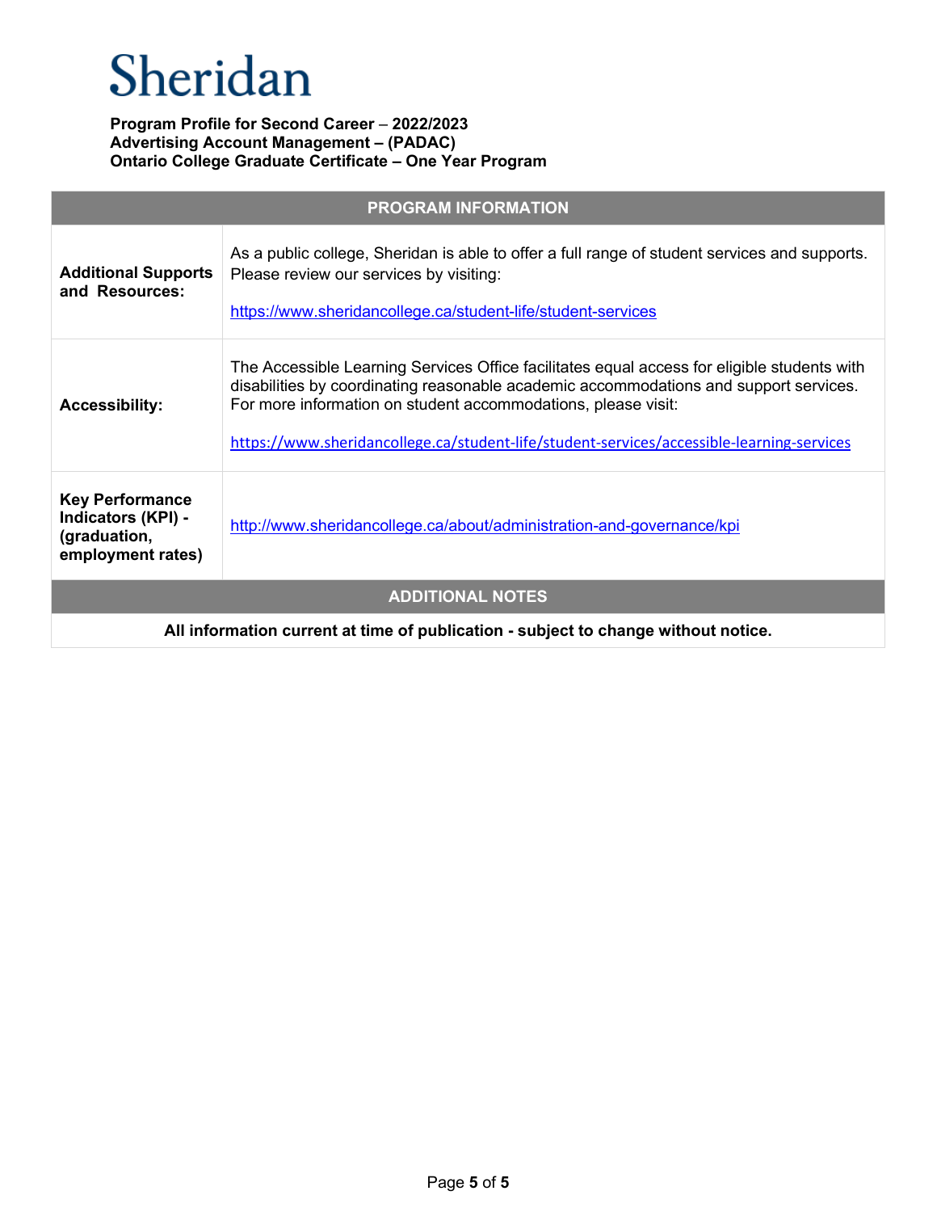# Sheridan

**Program Profile for Second Career – 2022/2023**
**Advertising Account Management – (PADAC)**
**Ontario College Graduate Certificate – One Year Program**

| PROGRAM INFORMATION | |
|---|---|
| **Additional Supports and Resources:** | As a public college, Sheridan is able to offer a full range of student services and supports. Please review our services by visiting: https://www.sheridancollege.ca/student-life/student-services |
| **Accessibility:** | The Accessible Learning Services Office facilitates equal access for eligible students with disabilities by coordinating reasonable academic accommodations and support services. For more information on student accommodations, please visit: https://www.sheridancollege.ca/student-life/student-services/accessible-learning-services |
| **Key Performance Indicators (KPI) - (graduation, employment rates)** | http://www.sheridancollege.ca/about/administration-and-governance/kpi |

| ADDITIONAL NOTES |
|---|
| **All information current at time of publication - subject to change without notice.** |